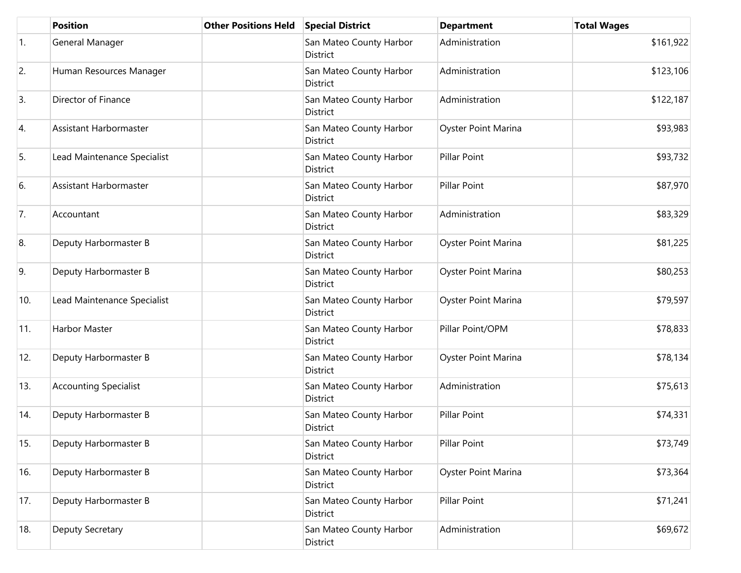| | Position | Other Positions Held | Special District | Department | Total Wages |
|---|---|---|---|---|---|
| 1. | General Manager | | San Mateo County Harbor District | Administration | $161,922 |
| 2. | Human Resources Manager | | San Mateo County Harbor District | Administration | $123,106 |
| 3. | Director of Finance | | San Mateo County Harbor District | Administration | $122,187 |
| 4. | Assistant Harbormaster | | San Mateo County Harbor District | Oyster Point Marina | $93,983 |
| 5. | Lead Maintenance Specialist | | San Mateo County Harbor District | Pillar Point | $93,732 |
| 6. | Assistant Harbormaster | | San Mateo County Harbor District | Pillar Point | $87,970 |
| 7. | Accountant | | San Mateo County Harbor District | Administration | $83,329 |
| 8. | Deputy Harbormaster B | | San Mateo County Harbor District | Oyster Point Marina | $81,225 |
| 9. | Deputy Harbormaster B | | San Mateo County Harbor District | Oyster Point Marina | $80,253 |
| 10. | Lead Maintenance Specialist | | San Mateo County Harbor District | Oyster Point Marina | $79,597 |
| 11. | Harbor Master | | San Mateo County Harbor District | Pillar Point/OPM | $78,833 |
| 12. | Deputy Harbormaster B | | San Mateo County Harbor District | Oyster Point Marina | $78,134 |
| 13. | Accounting Specialist | | San Mateo County Harbor District | Administration | $75,613 |
| 14. | Deputy Harbormaster B | | San Mateo County Harbor District | Pillar Point | $74,331 |
| 15. | Deputy Harbormaster B | | San Mateo County Harbor District | Pillar Point | $73,749 |
| 16. | Deputy Harbormaster B | | San Mateo County Harbor District | Oyster Point Marina | $73,364 |
| 17. | Deputy Harbormaster B | | San Mateo County Harbor District | Pillar Point | $71,241 |
| 18. | Deputy Secretary | | San Mateo County Harbor District | Administration | $69,672 |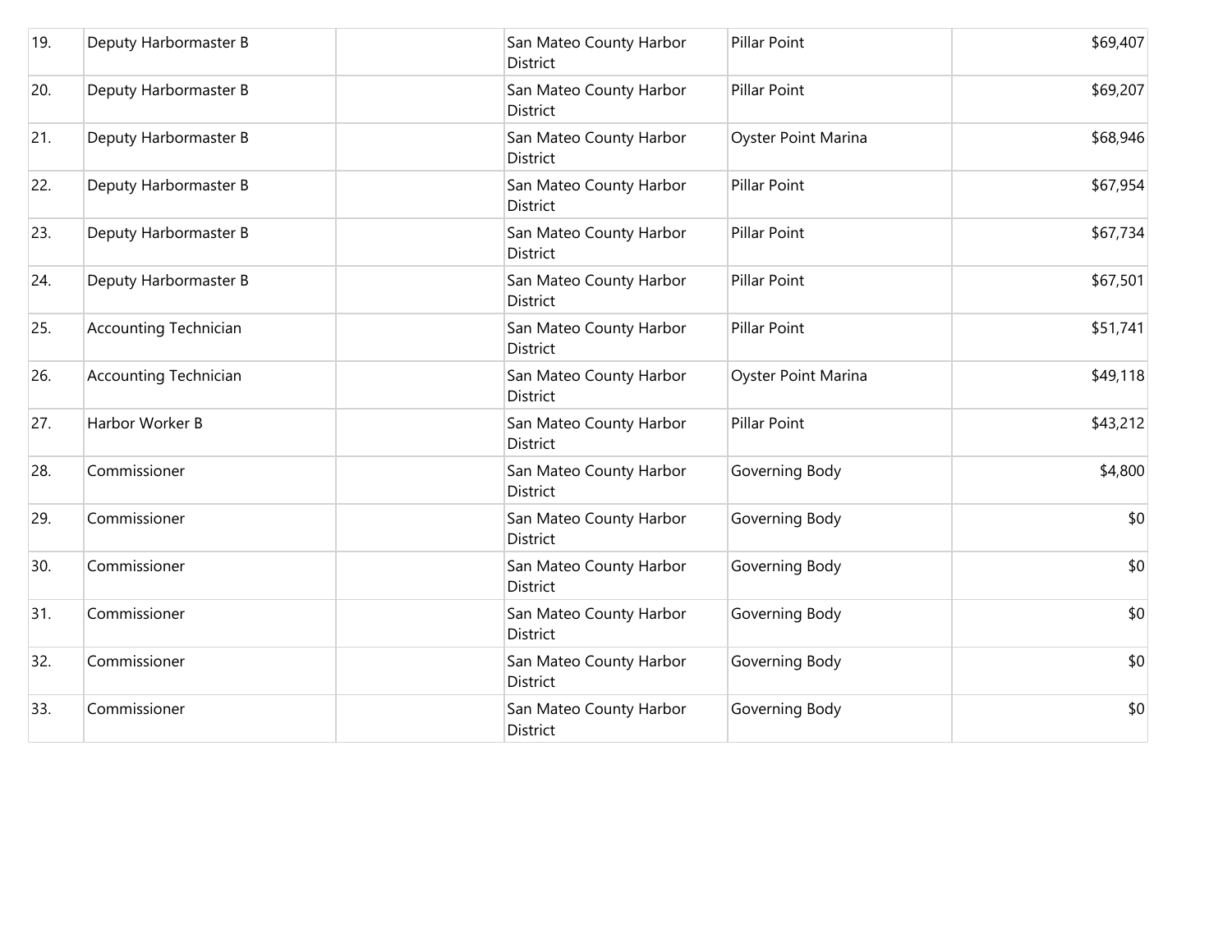| | | | | | |
|---|---|---|---|---|---|
| 19. | Deputy Harbormaster B | | San Mateo County Harbor District | Pillar Point | $69,407 |
| 20. | Deputy Harbormaster B | | San Mateo County Harbor District | Pillar Point | $69,207 |
| 21. | Deputy Harbormaster B | | San Mateo County Harbor District | Oyster Point Marina | $68,946 |
| 22. | Deputy Harbormaster B | | San Mateo County Harbor District | Pillar Point | $67,954 |
| 23. | Deputy Harbormaster B | | San Mateo County Harbor District | Pillar Point | $67,734 |
| 24. | Deputy Harbormaster B | | San Mateo County Harbor District | Pillar Point | $67,501 |
| 25. | Accounting Technician | | San Mateo County Harbor District | Pillar Point | $51,741 |
| 26. | Accounting Technician | | San Mateo County Harbor District | Oyster Point Marina | $49,118 |
| 27. | Harbor Worker B | | San Mateo County Harbor District | Pillar Point | $43,212 |
| 28. | Commissioner | | San Mateo County Harbor District | Governing Body | $4,800 |
| 29. | Commissioner | | San Mateo County Harbor District | Governing Body | $0 |
| 30. | Commissioner | | San Mateo County Harbor District | Governing Body | $0 |
| 31. | Commissioner | | San Mateo County Harbor District | Governing Body | $0 |
| 32. | Commissioner | | San Mateo County Harbor District | Governing Body | $0 |
| 33. | Commissioner | | San Mateo County Harbor District | Governing Body | $0 |